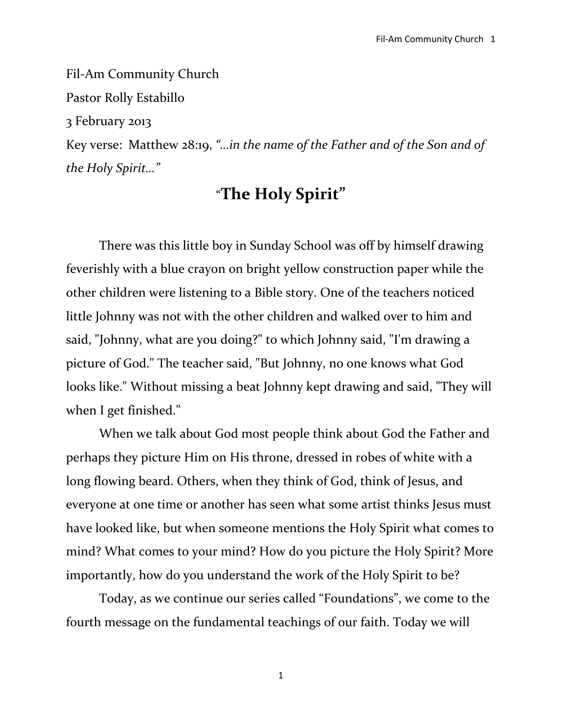Fil-Am Community Church

Pastor Rolly Estabillo

3 February 2013

Key verse: Matthew 28:19, *"…in the name of the Father and of the Son and of the Holy Spirit…"*

# "The Holy Spirit"

There was this little boy in Sunday School was off by himself drawing feverishly with a blue crayon on bright yellow construction paper while the other children were listening to a Bible story. One of the teachers noticed little Johnny was not with the other children and walked over to him and said, "Johnny, what are you doing?" to which Johnny said, "I'm drawing a picture of God." The teacher said, "But Johnny, no one knows what God looks like." Without missing a beat Johnny kept drawing and said, "They will when I get finished."

When we talk about God most people think about God the Father and perhaps they picture Him on His throne, dressed in robes of white with a long flowing beard. Others, when they think of God, think of Jesus, and everyone at one time or another has seen what some artist thinks Jesus must have looked like, but when someone mentions the Holy Spirit what comes to mind? What comes to your mind? How do you picture the Holy Spirit? More importantly, how do you understand the work of the Holy Spirit to be?

Today, as we continue our series called "Foundations", we come to the fourth message on the fundamental teachings of our faith. Today we will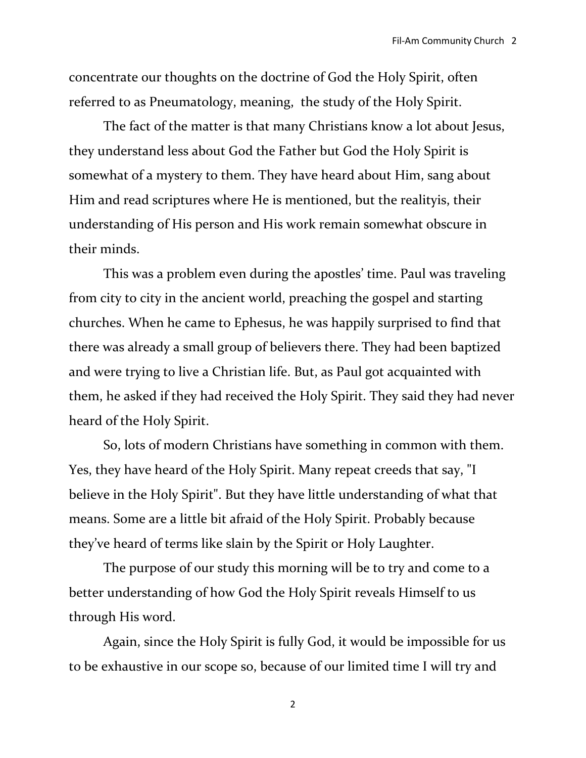concentrate our thoughts on the doctrine of God the Holy Spirit, often referred to as Pneumatology, meaning,  the study of the Holy Spirit.

The fact of the matter is that many Christians know a lot about Jesus, they understand less about God the Father but God the Holy Spirit is somewhat of a mystery to them. They have heard about Him, sang about Him and read scriptures where He is mentioned, but the realityis, their understanding of His person and His work remain somewhat obscure in their minds.

This was a problem even during the apostles' time. Paul was traveling from city to city in the ancient world, preaching the gospel and starting churches. When he came to Ephesus, he was happily surprised to find that there was already a small group of believers there. They had been baptized and were trying to live a Christian life. But, as Paul got acquainted with them, he asked if they had received the Holy Spirit. They said they had never heard of the Holy Spirit.

So, lots of modern Christians have something in common with them. Yes, they have heard of the Holy Spirit. Many repeat creeds that say, "I believe in the Holy Spirit". But they have little understanding of what that means. Some are a little bit afraid of the Holy Spirit. Probably because they've heard of terms like slain by the Spirit or Holy Laughter.

The purpose of our study this morning will be to try and come to a better understanding of how God the Holy Spirit reveals Himself to us through His word.

Again, since the Holy Spirit is fully God, it would be impossible for us to be exhaustive in our scope so, because of our limited time I will try and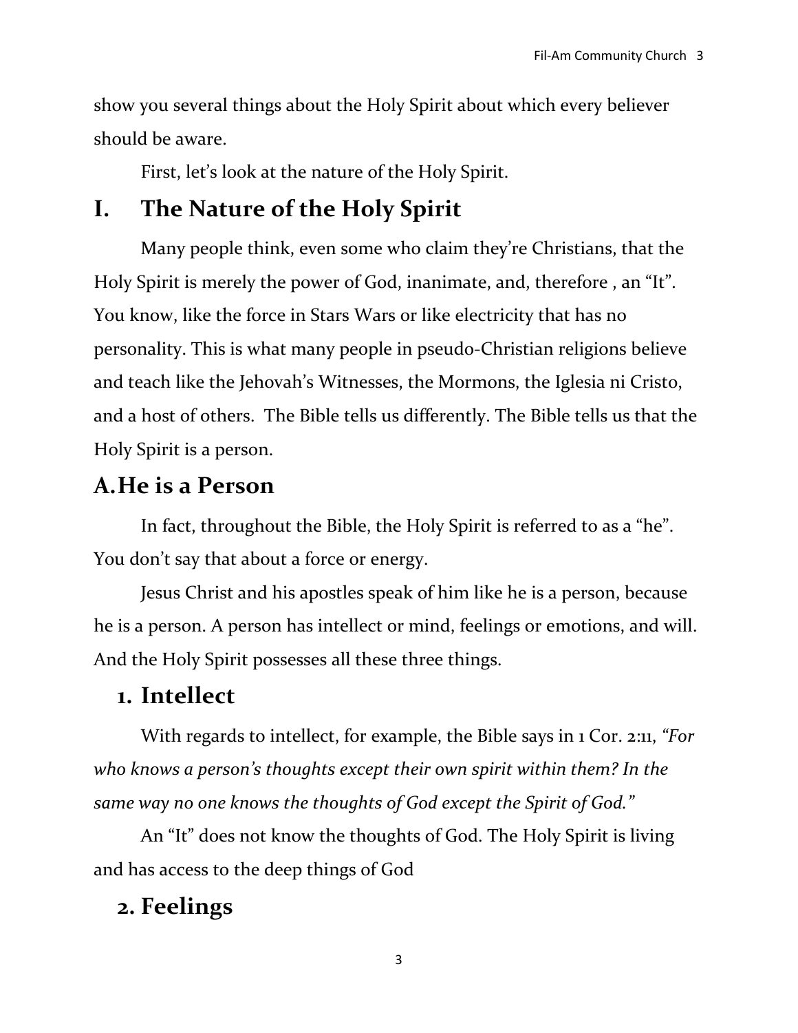show you several things about the Holy Spirit about which every believer should be aware.

First, let's look at the nature of the Holy Spirit.

# I. The Nature of the Holy Spirit

Many people think, even some who claim they're Christians, that the Holy Spirit is merely the power of God, inanimate, and, therefore , an "It". You know, like the force in Stars Wars or like electricity that has no personality. This is what many people in pseudo-Christian religions believe and teach like the Jehovah's Witnesses, the Mormons, the Iglesia ni Cristo, and a host of others. The Bible tells us differently. The Bible tells us that the Holy Spirit is a person.

## A. He is a Person

In fact, throughout the Bible, the Holy Spirit is referred to as a "he". You don't say that about a force or energy.

Jesus Christ and his apostles speak of him like he is a person, because he is a person. A person has intellect or mind, feelings or emotions, and will. And the Holy Spirit possesses all these three things.

### 1. Intellect

With regards to intellect, for example, the Bible says in 1 Cor. 2:11, *"For who knows a person's thoughts except their own spirit within them? In the same way no one knows the thoughts of God except the Spirit of God."*

An "It" does not know the thoughts of God. The Holy Spirit is living and has access to the deep things of God

### 2. Feelings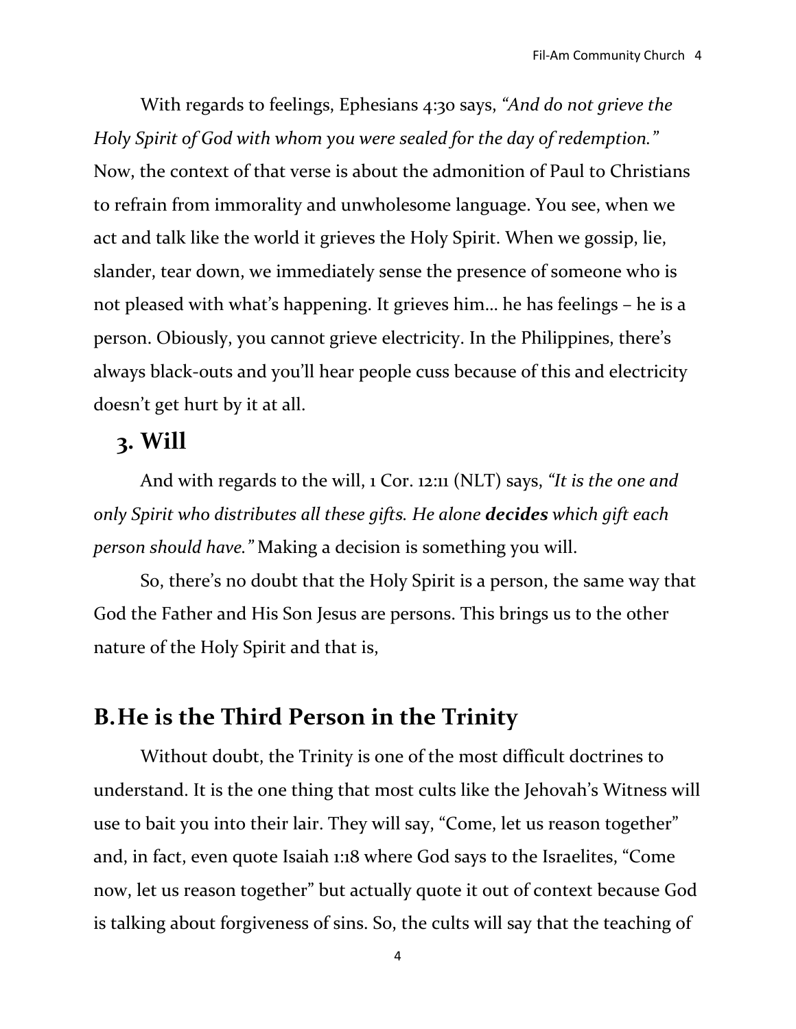With regards to feelings, Ephesians 4:30 says, *"And do not grieve the Holy Spirit of God with whom you were sealed for the day of redemption."* Now, the context of that verse is about the admonition of Paul to Christians to refrain from immorality and unwholesome language. You see, when we act and talk like the world it grieves the Holy Spirit. When we gossip, lie, slander, tear down, we immediately sense the presence of someone who is not pleased with what's happening. It grieves him… he has feelings – he is a person. Obiously, you cannot grieve electricity. In the Philippines, there's always black-outs and you'll hear people cuss because of this and electricity doesn't get hurt by it at all.

### 3. Will

And with regards to the will, 1 Cor. 12:11 (NLT) says, *"It is the one and only Spirit who distributes all these gifts. He alone* ***decides*** *which gift each person should have."* Making a decision is something you will.

So, there's no doubt that the Holy Spirit is a person, the same way that God the Father and His Son Jesus are persons. This brings us to the other nature of the Holy Spirit and that is,

## B. He is the Third Person in the Trinity

Without doubt, the Trinity is one of the most difficult doctrines to understand. It is the one thing that most cults like the Jehovah's Witness will use to bait you into their lair. They will say, "Come, let us reason together" and, in fact, even quote Isaiah 1:18 where God says to the Israelites, "Come now, let us reason together" but actually quote it out of context because God is talking about forgiveness of sins. So, the cults will say that the teaching of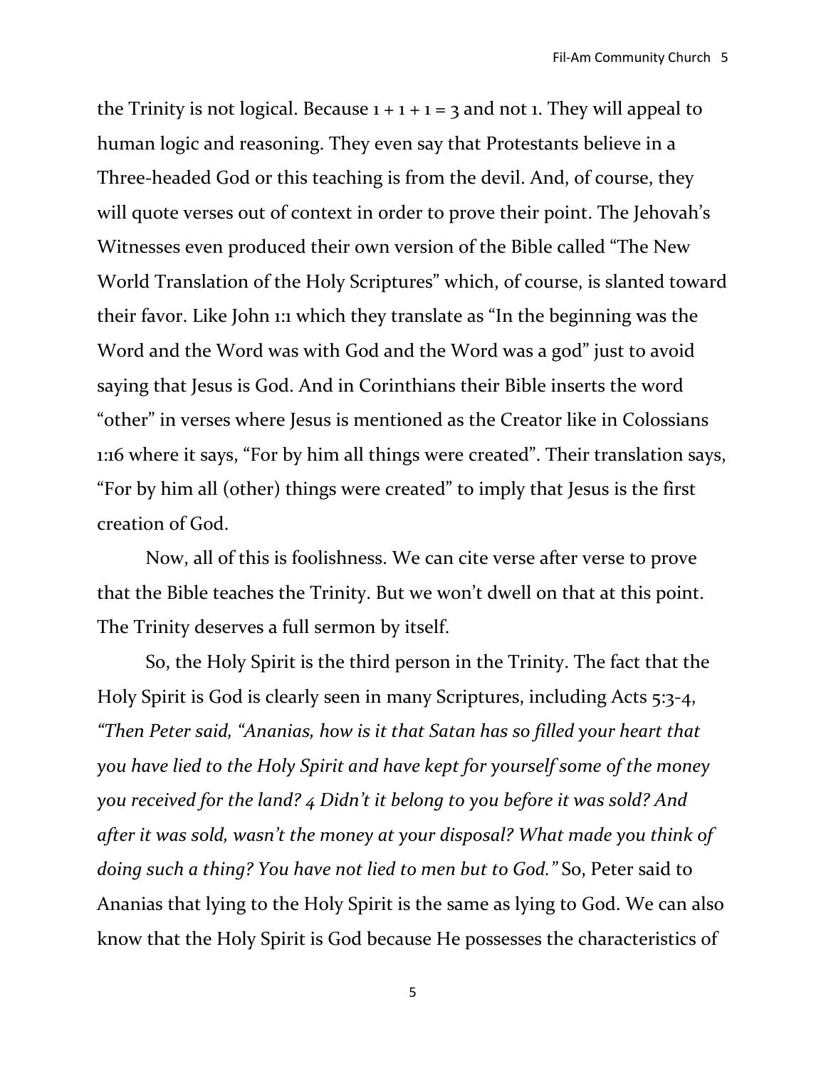the Trinity is not logical. Because 1 + 1 + 1 = 3 and not 1. They will appeal to human logic and reasoning. They even say that Protestants believe in a Three-headed God or this teaching is from the devil. And, of course, they will quote verses out of context in order to prove their point. The Jehovah's Witnesses even produced their own version of the Bible called "The New World Translation of the Holy Scriptures" which, of course, is slanted toward their favor. Like John 1:1 which they translate as "In the beginning was the Word and the Word was with God and the Word was a god" just to avoid saying that Jesus is God. And in Corinthians their Bible inserts the word "other" in verses where Jesus is mentioned as the Creator like in Colossians 1:16 where it says, "For by him all things were created". Their translation says, "For by him all (other) things were created" to imply that Jesus is the first creation of God.

Now, all of this is foolishness. We can cite verse after verse to prove that the Bible teaches the Trinity. But we won't dwell on that at this point. The Trinity deserves a full sermon by itself.

So, the Holy Spirit is the third person in the Trinity. The fact that the Holy Spirit is God is clearly seen in many Scriptures, including Acts 5:3-4, *"Then Peter said, "Ananias, how is it that Satan has so filled your heart that you have lied to the Holy Spirit and have kept for yourself some of the money you received for the land? 4 Didn't it belong to you before it was sold? And after it was sold, wasn't the money at your disposal? What made you think of doing such a thing? You have not lied to men but to God."* So, Peter said to Ananias that lying to the Holy Spirit is the same as lying to God. We can also know that the Holy Spirit is God because He possesses the characteristics of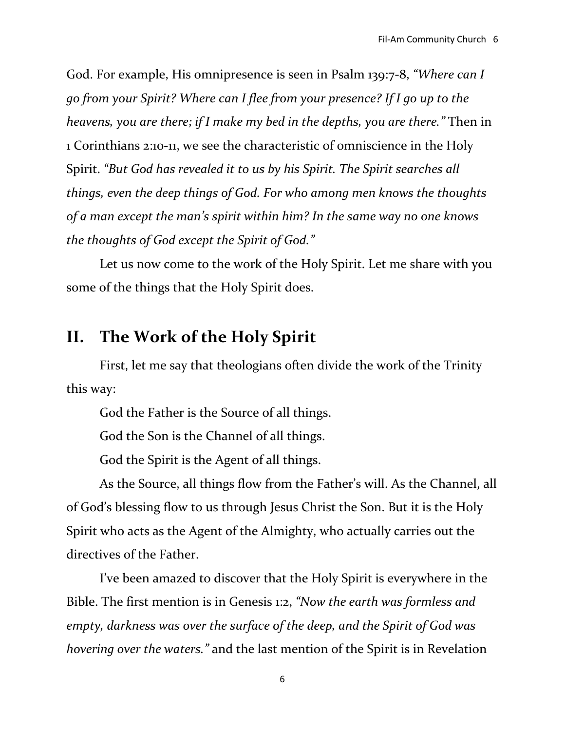God. For example, His omnipresence is seen in Psalm 139:7-8, *"Where can I go from your Spirit? Where can I flee from your presence? If I go up to the heavens, you are there; if I make my bed in the depths, you are there."* Then in 1 Corinthians 2:10-11, we see the characteristic of omniscience in the Holy Spirit. *"But God has revealed it to us by his Spirit. The Spirit searches all things, even the deep things of God. For who among men knows the thoughts of a man except the man's spirit within him? In the same way no one knows the thoughts of God except the Spirit of God."*

Let us now come to the work of the Holy Spirit. Let me share with you some of the things that the Holy Spirit does.

## II. The Work of the Holy Spirit

First, let me say that theologians often divide the work of the Trinity this way:

God the Father is the Source of all things.

God the Son is the Channel of all things.

God the Spirit is the Agent of all things.

As the Source, all things flow from the Father's will. As the Channel, all of God's blessing flow to us through Jesus Christ the Son. But it is the Holy Spirit who acts as the Agent of the Almighty, who actually carries out the directives of the Father.

I've been amazed to discover that the Holy Spirit is everywhere in the Bible. The first mention is in Genesis 1:2, *"Now the earth was formless and empty, darkness was over the surface of the deep, and the Spirit of God was hovering over the waters."* and the last mention of the Spirit is in Revelation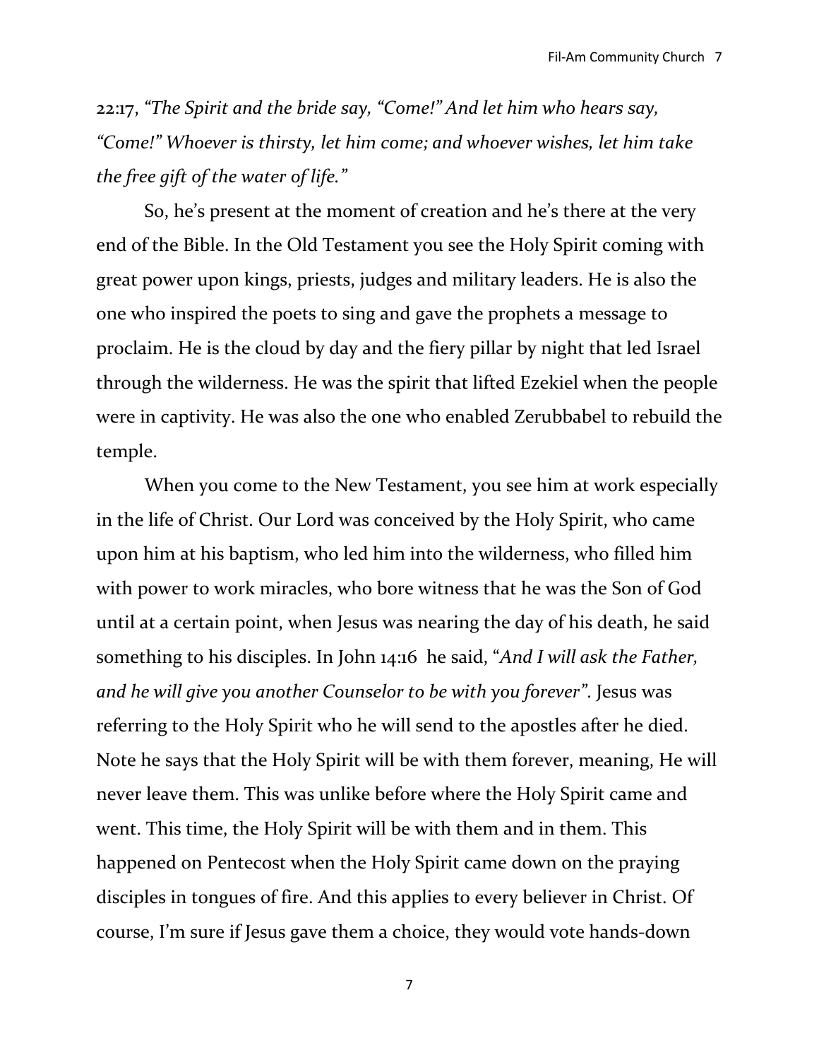22:17, *"The Spirit and the bride say, "Come!" And let him who hears say, "Come!" Whoever is thirsty, let him come; and whoever wishes, let him take the free gift of the water of life."*

So, he's present at the moment of creation and he's there at the very end of the Bible. In the Old Testament you see the Holy Spirit coming with great power upon kings, priests, judges and military leaders. He is also the one who inspired the poets to sing and gave the prophets a message to proclaim. He is the cloud by day and the fiery pillar by night that led Israel through the wilderness. He was the spirit that lifted Ezekiel when the people were in captivity. He was also the one who enabled Zerubbabel to rebuild the temple.

When you come to the New Testament, you see him at work especially in the life of Christ. Our Lord was conceived by the Holy Spirit, who came upon him at his baptism, who led him into the wilderness, who filled him with power to work miracles, who bore witness that he was the Son of God until at a certain point, when Jesus was nearing the day of his death, he said something to his disciples. In John 14:16 he said, "*And I will ask the Father, and he will give you another Counselor to be with you forever*". Jesus was referring to the Holy Spirit who he will send to the apostles after he died. Note he says that the Holy Spirit will be with them forever, meaning, He will never leave them. This was unlike before where the Holy Spirit came and went. This time, the Holy Spirit will be with them and in them. This happened on Pentecost when the Holy Spirit came down on the praying disciples in tongues of fire. And this applies to every believer in Christ. Of course, I'm sure if Jesus gave them a choice, they would vote hands-down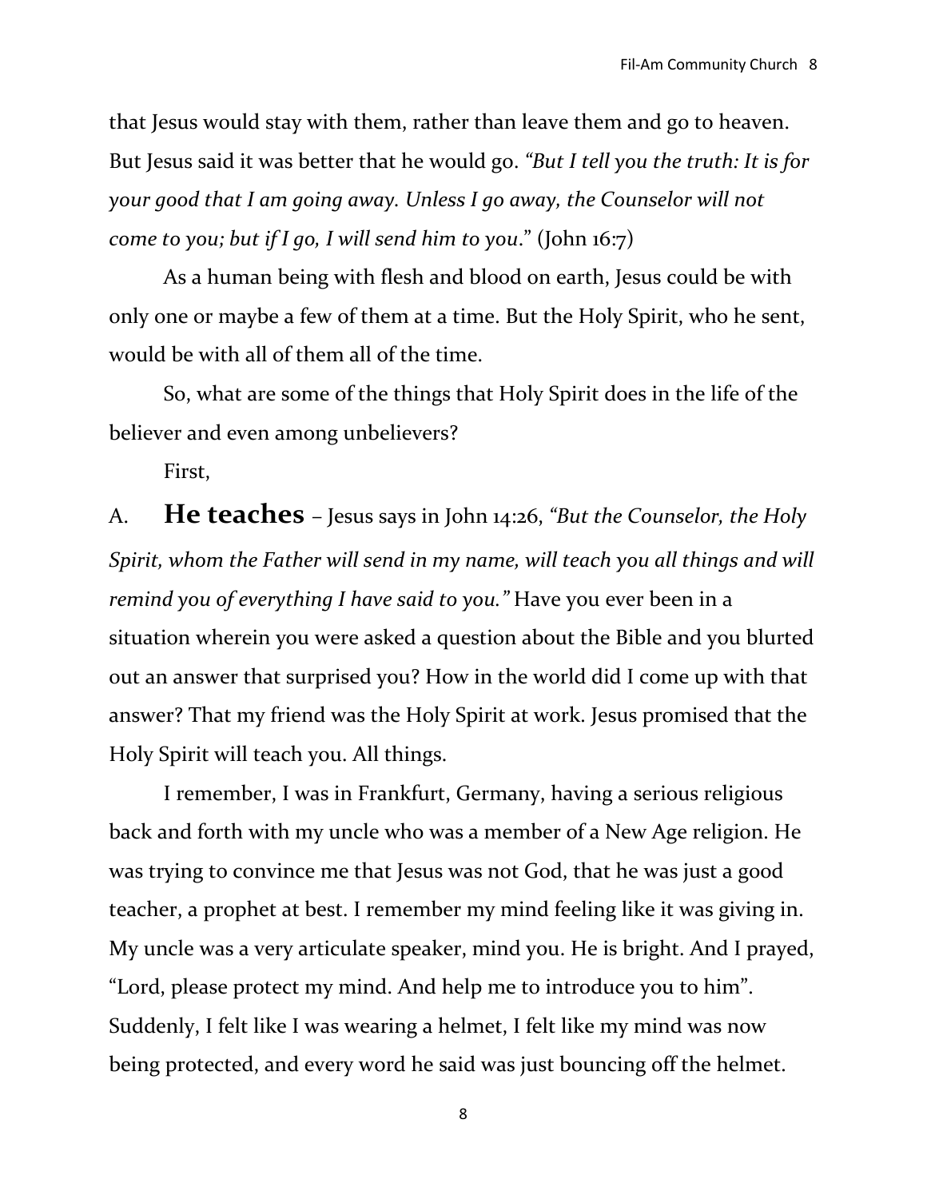that Jesus would stay with them, rather than leave them and go to heaven. But Jesus said it was better that he would go. *"But I tell you the truth: It is for your good that I am going away. Unless I go away, the Counselor will not come to you; but if I go, I will send him to you*." (John 16:7)

As a human being with flesh and blood on earth, Jesus could be with only one or maybe a few of them at a time. But the Holy Spirit, who he sent, would be with all of them all of the time.

So, what are some of the things that Holy Spirit does in the life of the believer and even among unbelievers?

First,

A. **He teaches** – Jesus says in John 14:26, *"But the Counselor, the Holy Spirit, whom the Father will send in my name, will teach you all things and will remind you of everything I have said to you."* Have you ever been in a situation wherein you were asked a question about the Bible and you blurted out an answer that surprised you? How in the world did I come up with that answer? That my friend was the Holy Spirit at work. Jesus promised that the Holy Spirit will teach you. All things.

I remember, I was in Frankfurt, Germany, having a serious religious back and forth with my uncle who was a member of a New Age religion. He was trying to convince me that Jesus was not God, that he was just a good teacher, a prophet at best. I remember my mind feeling like it was giving in. My uncle was a very articulate speaker, mind you. He is bright. And I prayed, "Lord, please protect my mind. And help me to introduce you to him". Suddenly, I felt like I was wearing a helmet, I felt like my mind was now being protected, and every word he said was just bouncing off the helmet.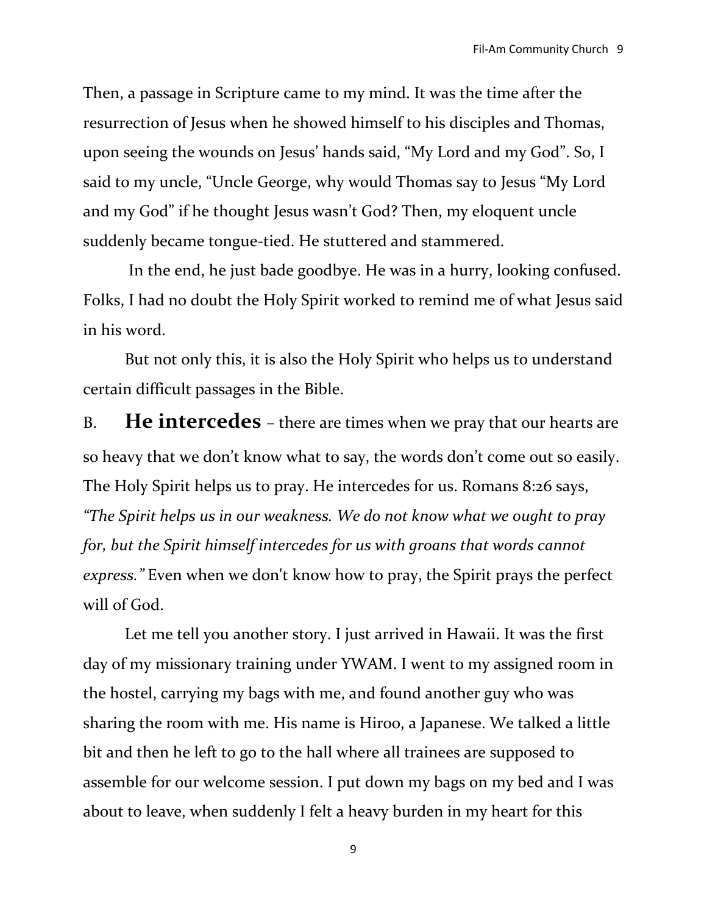Then, a passage in Scripture came to my mind. It was the time after the resurrection of Jesus when he showed himself to his disciples and Thomas, upon seeing the wounds on Jesus' hands said, "My Lord and my God". So, I said to my uncle, "Uncle George, why would Thomas say to Jesus "My Lord and my God" if he thought Jesus wasn't God? Then, my eloquent uncle suddenly became tongue-tied. He stuttered and stammered.

In the end, he just bade goodbye. He was in a hurry, looking confused. Folks, I had no doubt the Holy Spirit worked to remind me of what Jesus said in his word.

But not only this, it is also the Holy Spirit who helps us to understand certain difficult passages in the Bible.

B. **He intercedes** – there are times when we pray that our hearts are so heavy that we don't know what to say, the words don't come out so easily. The Holy Spirit helps us to pray. He intercedes for us. Romans 8:26 says, *"The Spirit helps us in our weakness. We do not know what we ought to pray for, but the Spirit himself intercedes for us with groans that words cannot express."* Even when we don't know how to pray, the Spirit prays the perfect will of God.

Let me tell you another story. I just arrived in Hawaii. It was the first day of my missionary training under YWAM. I went to my assigned room in the hostel, carrying my bags with me, and found another guy who was sharing the room with me. His name is Hiroo, a Japanese. We talked a little bit and then he left to go to the hall where all trainees are supposed to assemble for our welcome session. I put down my bags on my bed and I was about to leave, when suddenly I felt a heavy burden in my heart for this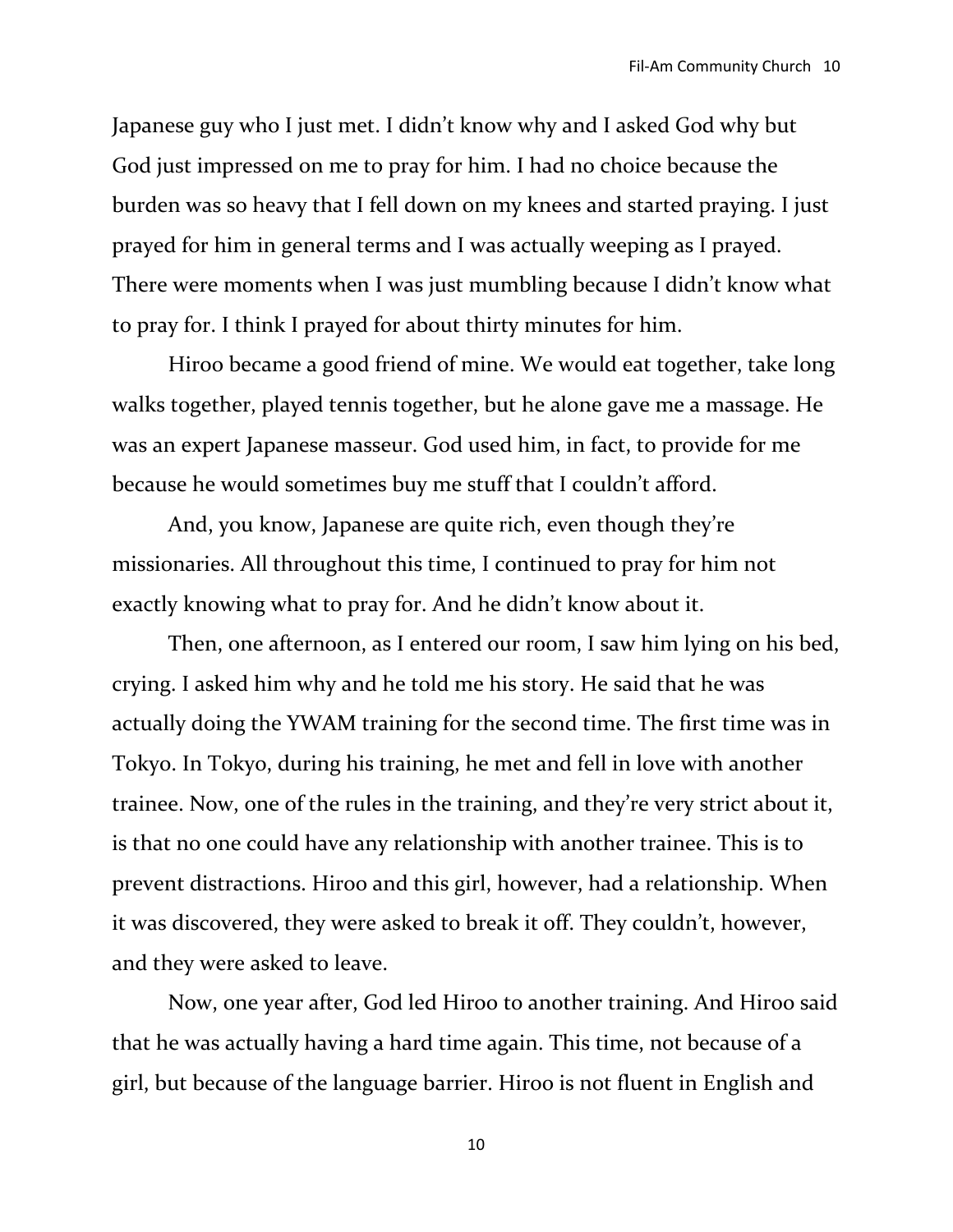Japanese guy who I just met. I didn't know why and I asked God why but God just impressed on me to pray for him. I had no choice because the burden was so heavy that I fell down on my knees and started praying. I just prayed for him in general terms and I was actually weeping as I prayed. There were moments when I was just mumbling because I didn't know what to pray for. I think I prayed for about thirty minutes for him.

Hiroo became a good friend of mine. We would eat together, take long walks together, played tennis together, but he alone gave me a massage. He was an expert Japanese masseur. God used him, in fact, to provide for me because he would sometimes buy me stuff that I couldn't afford.

And, you know, Japanese are quite rich, even though they're missionaries. All throughout this time, I continued to pray for him not exactly knowing what to pray for. And he didn't know about it.

Then, one afternoon, as I entered our room, I saw him lying on his bed, crying. I asked him why and he told me his story. He said that he was actually doing the YWAM training for the second time. The first time was in Tokyo. In Tokyo, during his training, he met and fell in love with another trainee. Now, one of the rules in the training, and they're very strict about it, is that no one could have any relationship with another trainee. This is to prevent distractions. Hiroo and this girl, however, had a relationship. When it was discovered, they were asked to break it off. They couldn't, however, and they were asked to leave.

Now, one year after, God led Hiroo to another training. And Hiroo said that he was actually having a hard time again. This time, not because of a girl, but because of the language barrier. Hiroo is not fluent in English and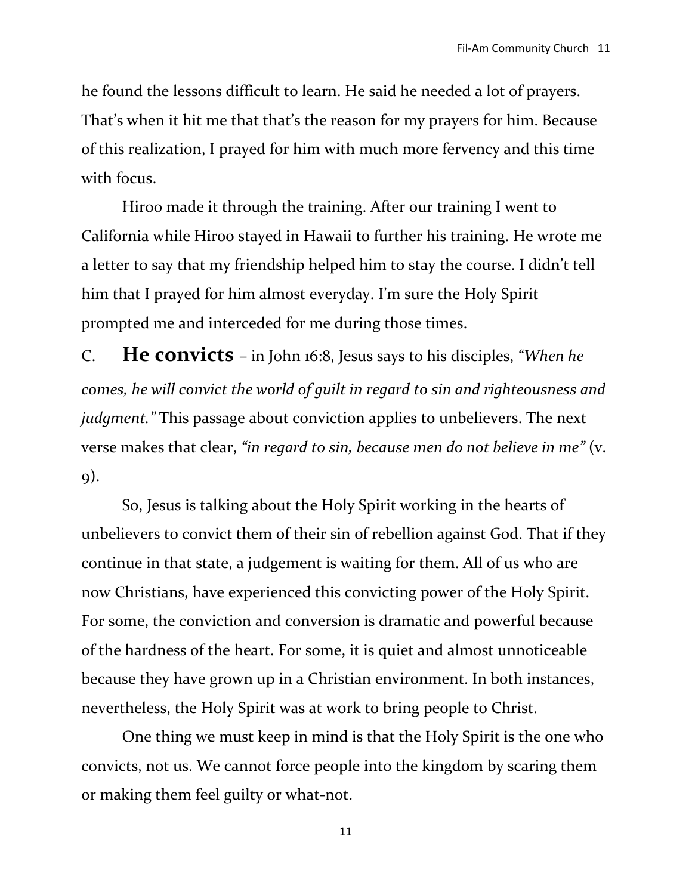he found the lessons difficult to learn. He said he needed a lot of prayers. That's when it hit me that that's the reason for my prayers for him. Because of this realization, I prayed for him with much more fervency and this time with focus.

Hiroo made it through the training. After our training I went to California while Hiroo stayed in Hawaii to further his training. He wrote me a letter to say that my friendship helped him to stay the course. I didn't tell him that I prayed for him almost everyday. I'm sure the Holy Spirit prompted me and interceded for me during those times.

C. **He convicts** – in John 16:8, Jesus says to his disciples, *"When he comes, he will convict the world of guilt in regard to sin and righteousness and judgment."* This passage about conviction applies to unbelievers. The next verse makes that clear, *"in regard to sin, because men do not believe in me"* (v. 9).

So, Jesus is talking about the Holy Spirit working in the hearts of unbelievers to convict them of their sin of rebellion against God. That if they continue in that state, a judgement is waiting for them. All of us who are now Christians, have experienced this convicting power of the Holy Spirit. For some, the conviction and conversion is dramatic and powerful because of the hardness of the heart. For some, it is quiet and almost unnoticeable because they have grown up in a Christian environment. In both instances, nevertheless, the Holy Spirit was at work to bring people to Christ.

One thing we must keep in mind is that the Holy Spirit is the one who convicts, not us. We cannot force people into the kingdom by scaring them or making them feel guilty or what-not.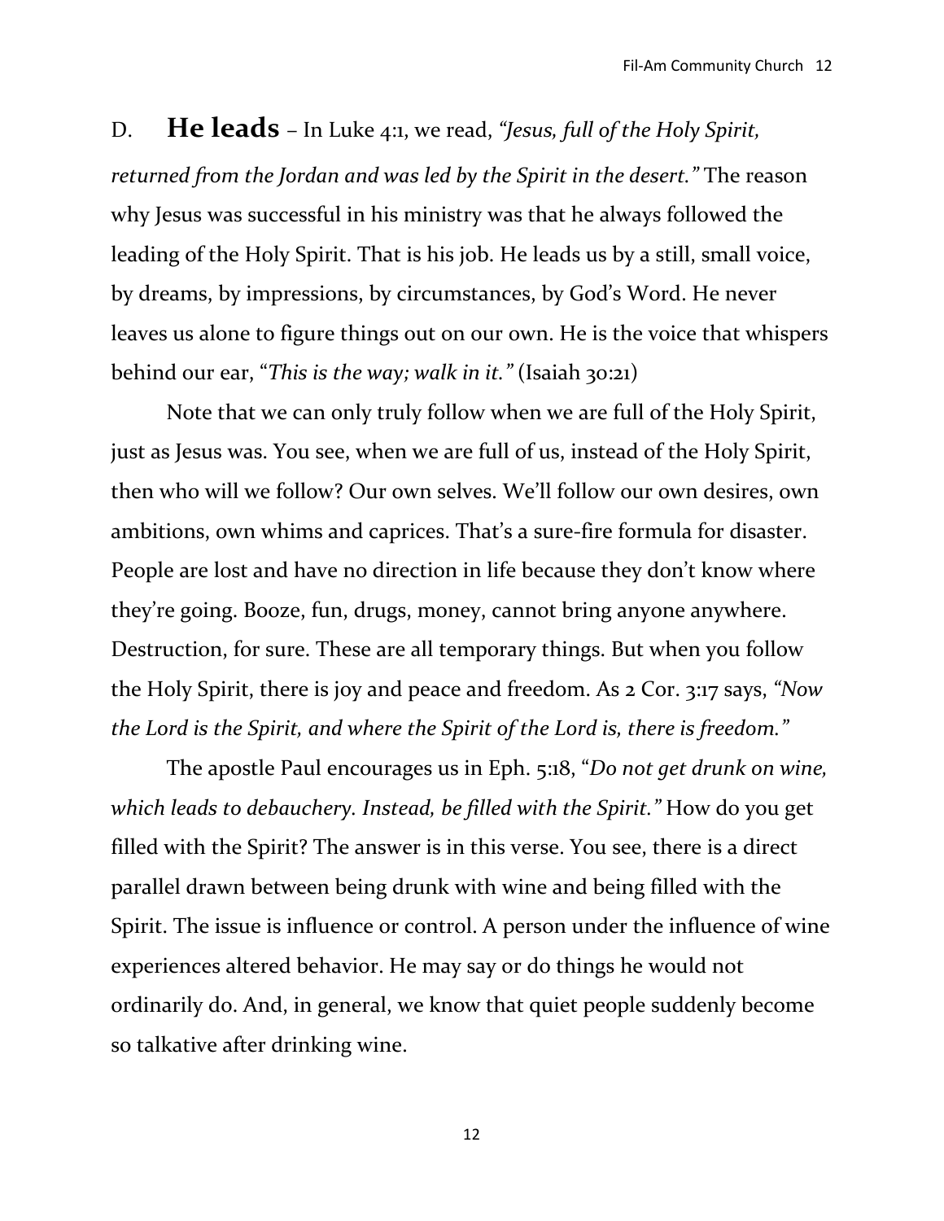D. **He leads** – In Luke 4:1, we read, *"Jesus, full of the Holy Spirit, returned from the Jordan and was led by the Spirit in the desert."* The reason why Jesus was successful in his ministry was that he always followed the leading of the Holy Spirit. That is his job. He leads us by a still, small voice, by dreams, by impressions, by circumstances, by God's Word. He never leaves us alone to figure things out on our own. He is the voice that whispers behind our ear, "*This is the way; walk in it."* (Isaiah 30:21)

Note that we can only truly follow when we are full of the Holy Spirit, just as Jesus was. You see, when we are full of us, instead of the Holy Spirit, then who will we follow? Our own selves. We'll follow our own desires, own ambitions, own whims and caprices. That's a sure-fire formula for disaster. People are lost and have no direction in life because they don't know where they're going. Booze, fun, drugs, money, cannot bring anyone anywhere. Destruction, for sure. These are all temporary things. But when you follow the Holy Spirit, there is joy and peace and freedom. As 2 Cor. 3:17 says, *"Now the Lord is the Spirit, and where the Spirit of the Lord is, there is freedom."*

The apostle Paul encourages us in Eph. 5:18, "*Do not get drunk on wine, which leads to debauchery. Instead, be filled with the Spirit."* How do you get filled with the Spirit? The answer is in this verse. You see, there is a direct parallel drawn between being drunk with wine and being filled with the Spirit. The issue is influence or control. A person under the influence of wine experiences altered behavior. He may say or do things he would not ordinarily do. And, in general, we know that quiet people suddenly become so talkative after drinking wine.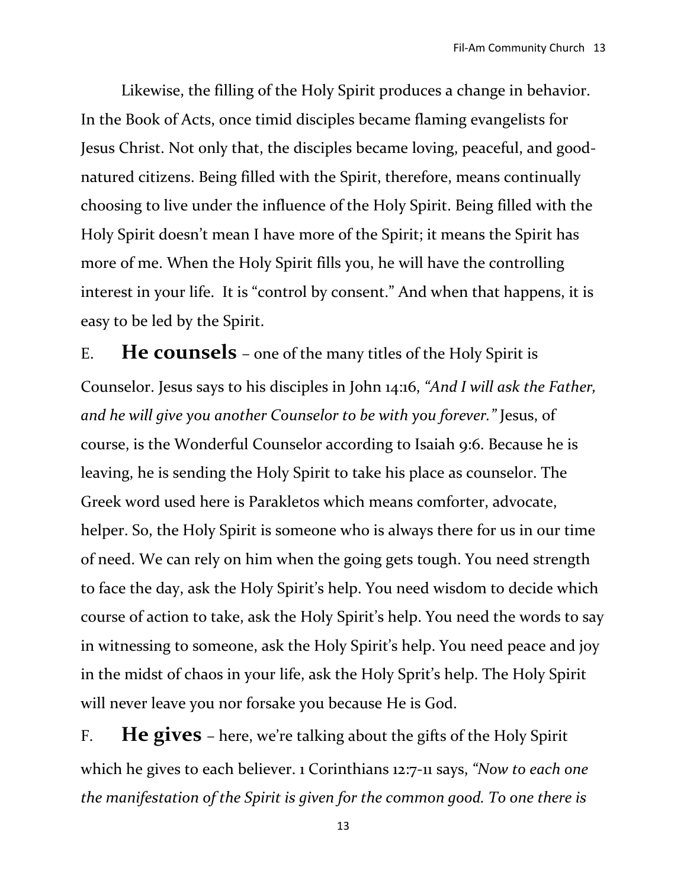Likewise, the filling of the Holy Spirit produces a change in behavior. In the Book of Acts, once timid disciples became flaming evangelists for Jesus Christ. Not only that, the disciples became loving, peaceful, and good-natured citizens. Being filled with the Spirit, therefore, means continually choosing to live under the influence of the Holy Spirit. Being filled with the Holy Spirit doesn't mean I have more of the Spirit; it means the Spirit has more of me. When the Holy Spirit fills you, he will have the controlling interest in your life. It is "control by consent." And when that happens, it is easy to be led by the Spirit.

E. **He counsels** – one of the many titles of the Holy Spirit is Counselor. Jesus says to his disciples in John 14:16, *"And I will ask the Father, and he will give you another Counselor to be with you forever."* Jesus, of course, is the Wonderful Counselor according to Isaiah 9:6. Because he is leaving, he is sending the Holy Spirit to take his place as counselor. The Greek word used here is Parakletos which means comforter, advocate, helper. So, the Holy Spirit is someone who is always there for us in our time of need. We can rely on him when the going gets tough. You need strength to face the day, ask the Holy Spirit's help. You need wisdom to decide which course of action to take, ask the Holy Spirit's help. You need the words to say in witnessing to someone, ask the Holy Spirit's help. You need peace and joy in the midst of chaos in your life, ask the Holy Sprit's help. The Holy Spirit will never leave you nor forsake you because He is God.

F. **He gives** – here, we're talking about the gifts of the Holy Spirit which he gives to each believer. 1 Corinthians 12:7-11 says, *"Now to each one the manifestation of the Spirit is given for the common good. To one there is*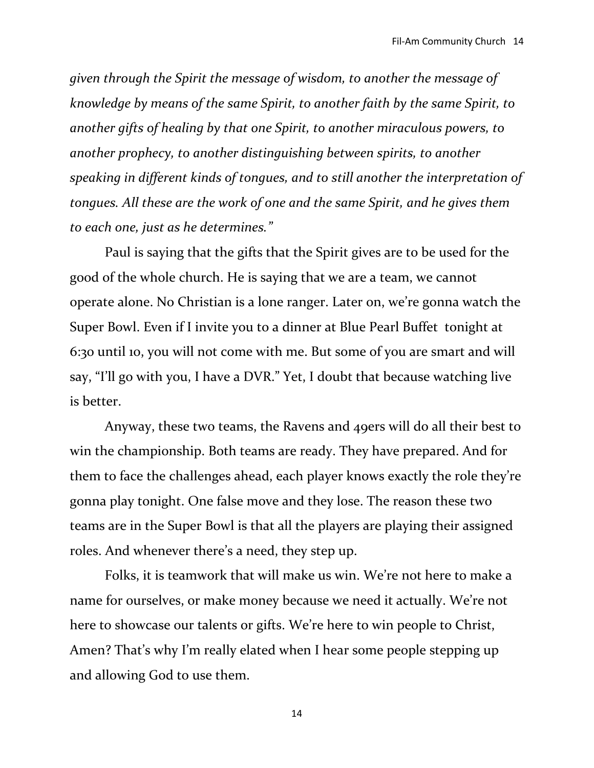*given through the Spirit the message of wisdom, to another the message of knowledge by means of the same Spirit, to another faith by the same Spirit, to another gifts of healing by that one Spirit, to another miraculous powers, to another prophecy, to another distinguishing between spirits, to another speaking in different kinds of tongues, and to still another the interpretation of tongues. All these are the work of one and the same Spirit, and he gives them to each one, just as he determines."*

Paul is saying that the gifts that the Spirit gives are to be used for the good of the whole church. He is saying that we are a team, we cannot operate alone. No Christian is a lone ranger. Later on, we're gonna watch the Super Bowl. Even if I invite you to a dinner at Blue Pearl Buffet tonight at 6:30 until 10, you will not come with me. But some of you are smart and will say, "I'll go with you, I have a DVR." Yet, I doubt that because watching live is better.

Anyway, these two teams, the Ravens and 49ers will do all their best to win the championship. Both teams are ready. They have prepared. And for them to face the challenges ahead, each player knows exactly the role they're gonna play tonight. One false move and they lose. The reason these two teams are in the Super Bowl is that all the players are playing their assigned roles. And whenever there's a need, they step up.

Folks, it is teamwork that will make us win. We're not here to make a name for ourselves, or make money because we need it actually. We're not here to showcase our talents or gifts. We're here to win people to Christ, Amen? That's why I'm really elated when I hear some people stepping up and allowing God to use them.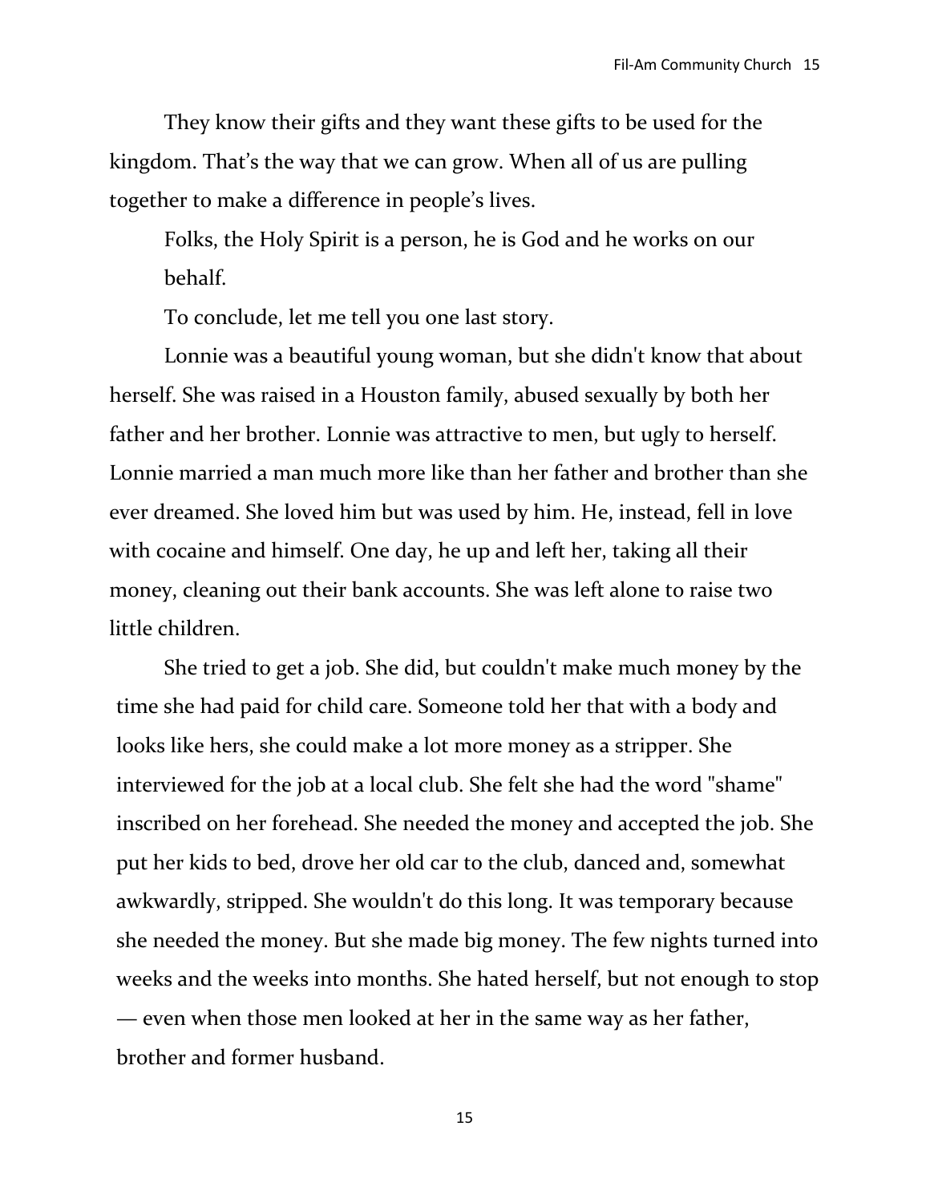They know their gifts and they want these gifts to be used for the kingdom. That's the way that we can grow. When all of us are pulling together to make a difference in people's lives.

Folks, the Holy Spirit is a person, he is God and he works on our behalf.

To conclude, let me tell you one last story.

Lonnie was a beautiful young woman, but she didn't know that about herself. She was raised in a Houston family, abused sexually by both her father and her brother. Lonnie was attractive to men, but ugly to herself. Lonnie married a man much more like than her father and brother than she ever dreamed. She loved him but was used by him. He, instead, fell in love with cocaine and himself. One day, he up and left her, taking all their money, cleaning out their bank accounts. She was left alone to raise two little children.

She tried to get a job. She did, but couldn't make much money by the time she had paid for child care. Someone told her that with a body and looks like hers, she could make a lot more money as a stripper. She interviewed for the job at a local club. She felt she had the word "shame" inscribed on her forehead. She needed the money and accepted the job. She put her kids to bed, drove her old car to the club, danced and, somewhat awkwardly, stripped. She wouldn't do this long. It was temporary because she needed the money. But she made big money. The few nights turned into weeks and the weeks into months. She hated herself, but not enough to stop — even when those men looked at her in the same way as her father, brother and former husband.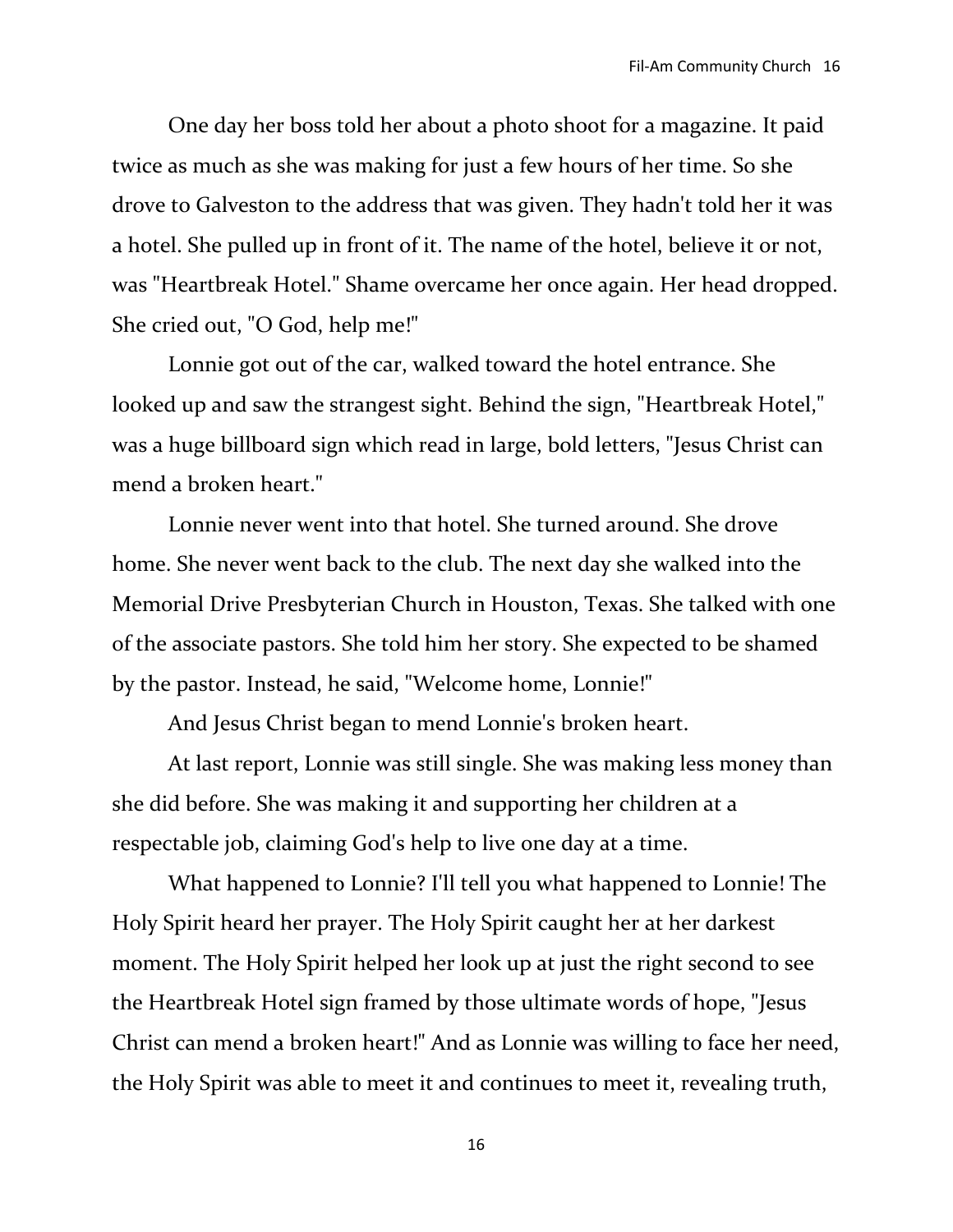One day her boss told her about a photo shoot for a magazine. It paid twice as much as she was making for just a few hours of her time. So she drove to Galveston to the address that was given. They hadn't told her it was a hotel. She pulled up in front of it. The name of the hotel, believe it or not, was "Heartbreak Hotel." Shame overcame her once again. Her head dropped. She cried out, "O God, help me!"

Lonnie got out of the car, walked toward the hotel entrance. She looked up and saw the strangest sight. Behind the sign, "Heartbreak Hotel," was a huge billboard sign which read in large, bold letters, "Jesus Christ can mend a broken heart."

Lonnie never went into that hotel. She turned around. She drove home. She never went back to the club. The next day she walked into the Memorial Drive Presbyterian Church in Houston, Texas. She talked with one of the associate pastors. She told him her story. She expected to be shamed by the pastor. Instead, he said, "Welcome home, Lonnie!"

And Jesus Christ began to mend Lonnie's broken heart.

At last report, Lonnie was still single. She was making less money than she did before. She was making it and supporting her children at a respectable job, claiming God's help to live one day at a time.

What happened to Lonnie? I'll tell you what happened to Lonnie! The Holy Spirit heard her prayer. The Holy Spirit caught her at her darkest moment. The Holy Spirit helped her look up at just the right second to see the Heartbreak Hotel sign framed by those ultimate words of hope, "Jesus Christ can mend a broken heart!" And as Lonnie was willing to face her need, the Holy Spirit was able to meet it and continues to meet it, revealing truth,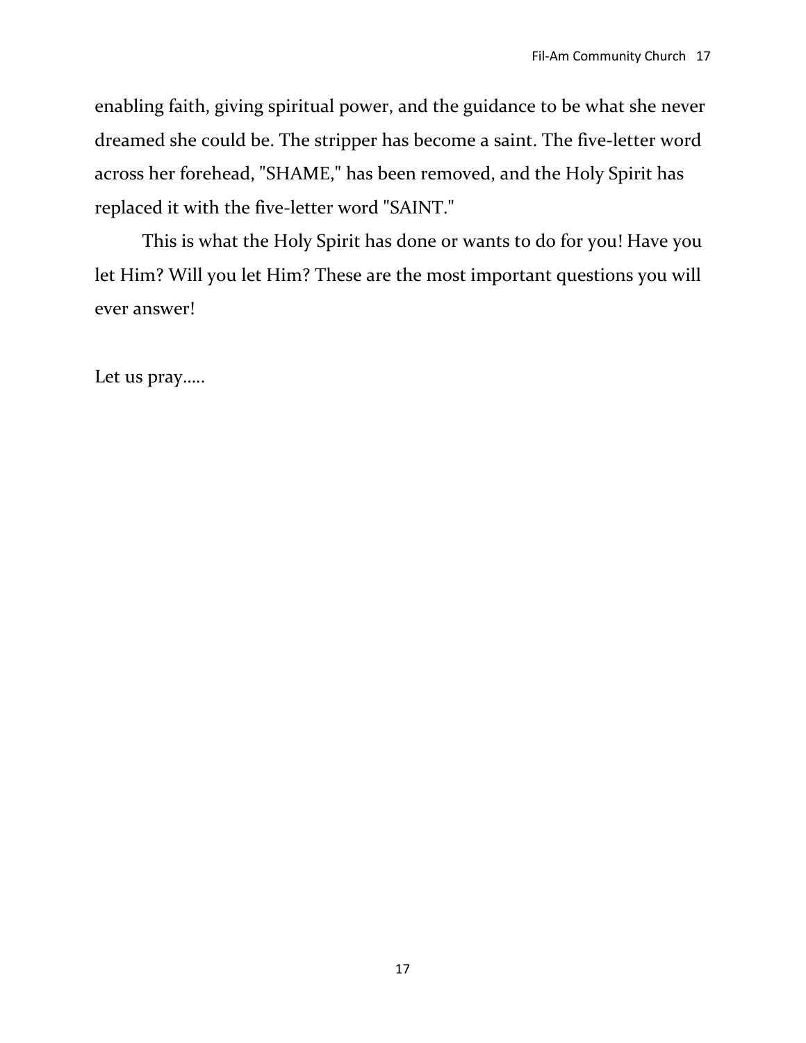enabling faith, giving spiritual power, and the guidance to be what she never dreamed she could be. The stripper has become a saint. The five-letter word across her forehead, "SHAME," has been removed, and the Holy Spirit has replaced it with the five-letter word "SAINT."

This is what the Holy Spirit has done or wants to do for you! Have you let Him? Will you let Him? These are the most important questions you will ever answer!

Let us pray.....